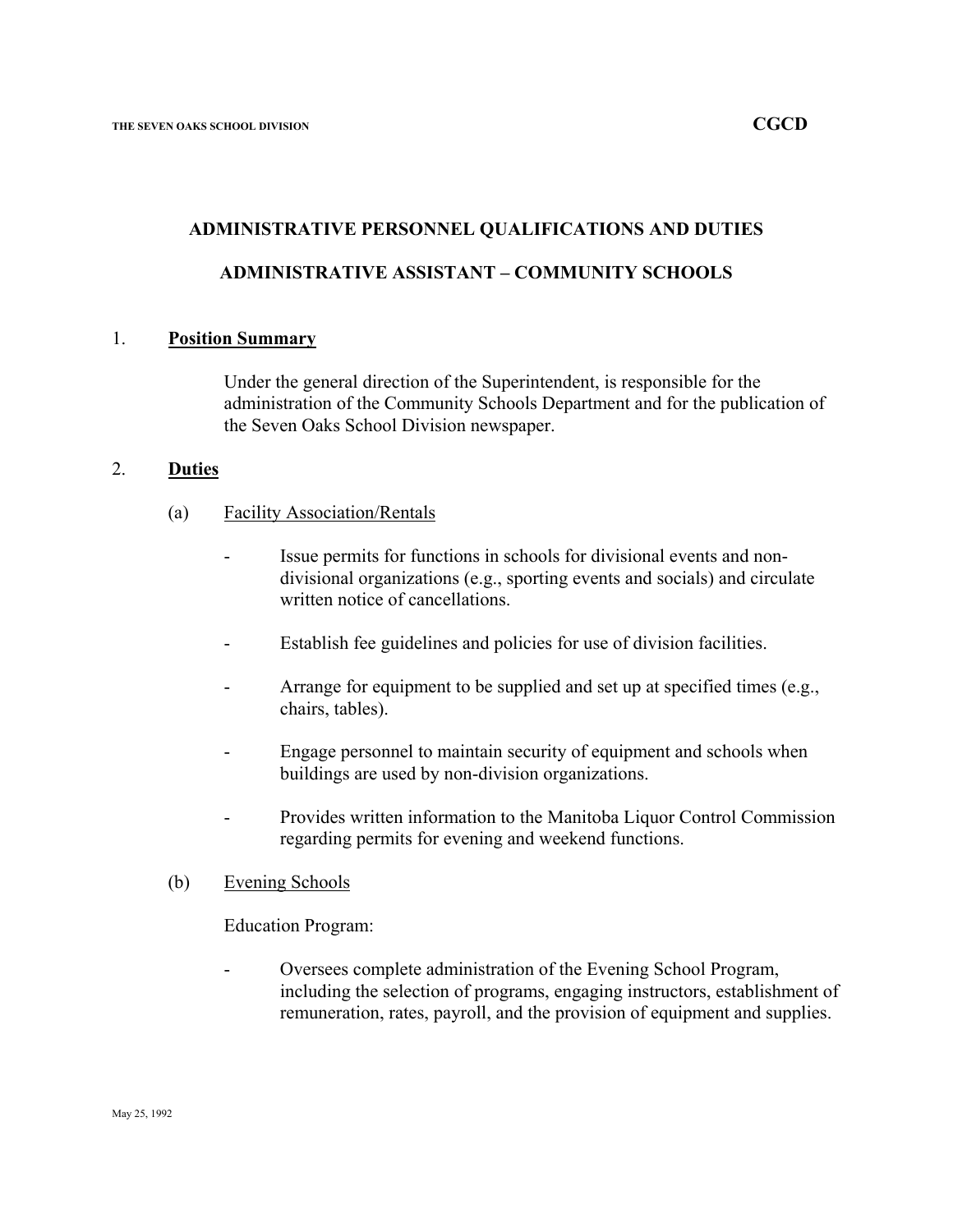# ADMINISTRATIVE PERSONNEL QUALIFICATIONS AND DUTIES

## ADMINISTRATIVE ASSISTANT – COMMUNITY SCHOOLS

### 1. **Position Summary**

Under the general direction of the Superintendent, is responsible for the administration of the Community Schools Department and for the publication of the Seven Oaks School Division newspaper.

### 2. **Duties**

(a) Facility Association/Rentals

- Issue permits for functions in schools for divisional events and non-divisional organizations (e.g., sporting events and socials) and circulate written notice of cancellations.
- Establish fee guidelines and policies for use of division facilities.
- Arrange for equipment to be supplied and set up at specified times (e.g., chairs, tables).
- Engage personnel to maintain security of equipment and schools when buildings are used by non-division organizations.
- Provides written information to the Manitoba Liquor Control Commission regarding permits for evening and weekend functions.

(b) Evening Schools

Education Program:

- Oversees complete administration of the Evening School Program, including the selection of programs, engaging instructors, establishment of remuneration, rates, payroll, and the provision of equipment and supplies.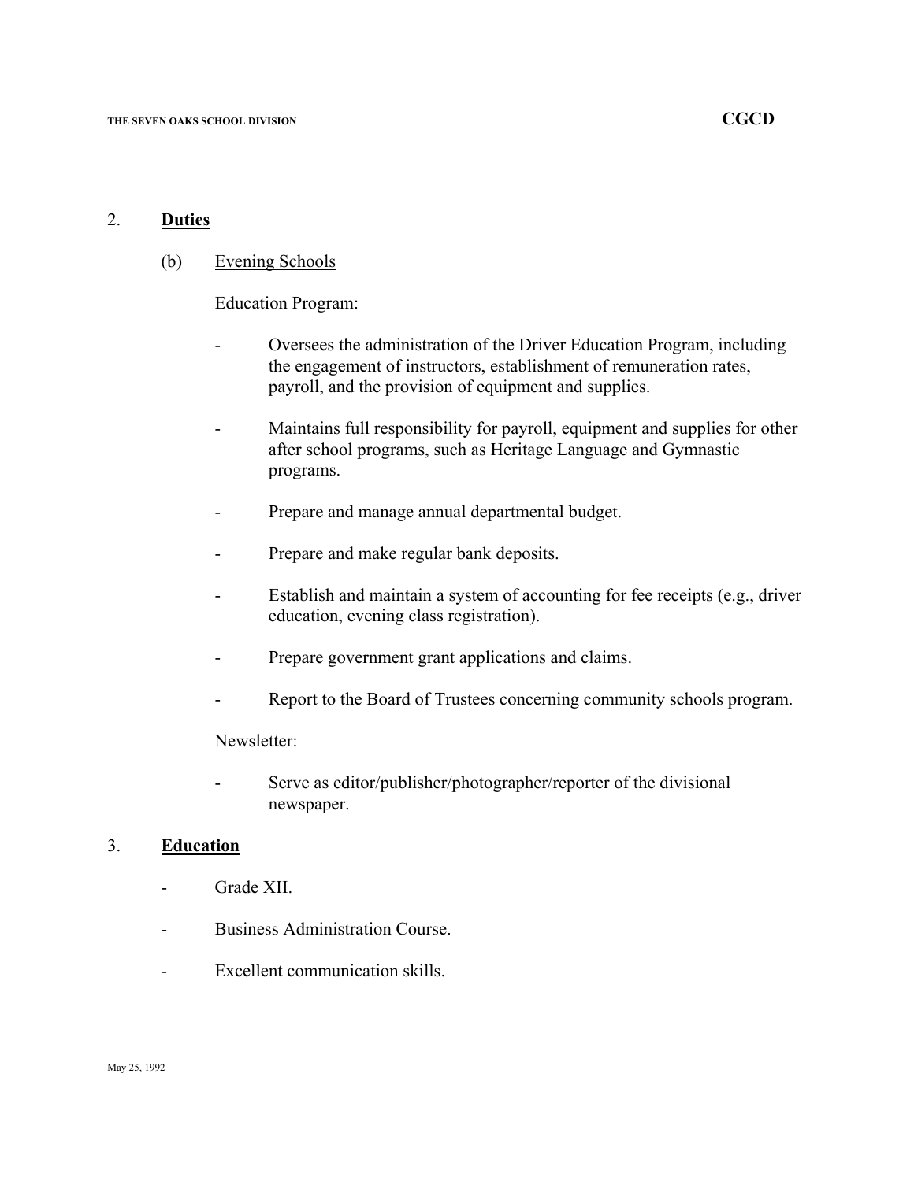## 2. **Duties**

### (b) Evening Schools

Education Program:

- Oversees the administration of the Driver Education Program, including the engagement of instructors, establishment of remuneration rates, payroll, and the provision of equipment and supplies.
- Maintains full responsibility for payroll, equipment and supplies for other after school programs, such as Heritage Language and Gymnastic programs.
- Prepare and manage annual departmental budget.
- Prepare and make regular bank deposits.
- Establish and maintain a system of accounting for fee receipts (e.g., driver education, evening class registration).
- Prepare government grant applications and claims.
- Report to the Board of Trustees concerning community schools program.

Newsletter:

- Serve as editor/publisher/photographer/reporter of the divisional newspaper.

## 3. **Education**

- Grade XII.
- Business Administration Course.
- Excellent communication skills.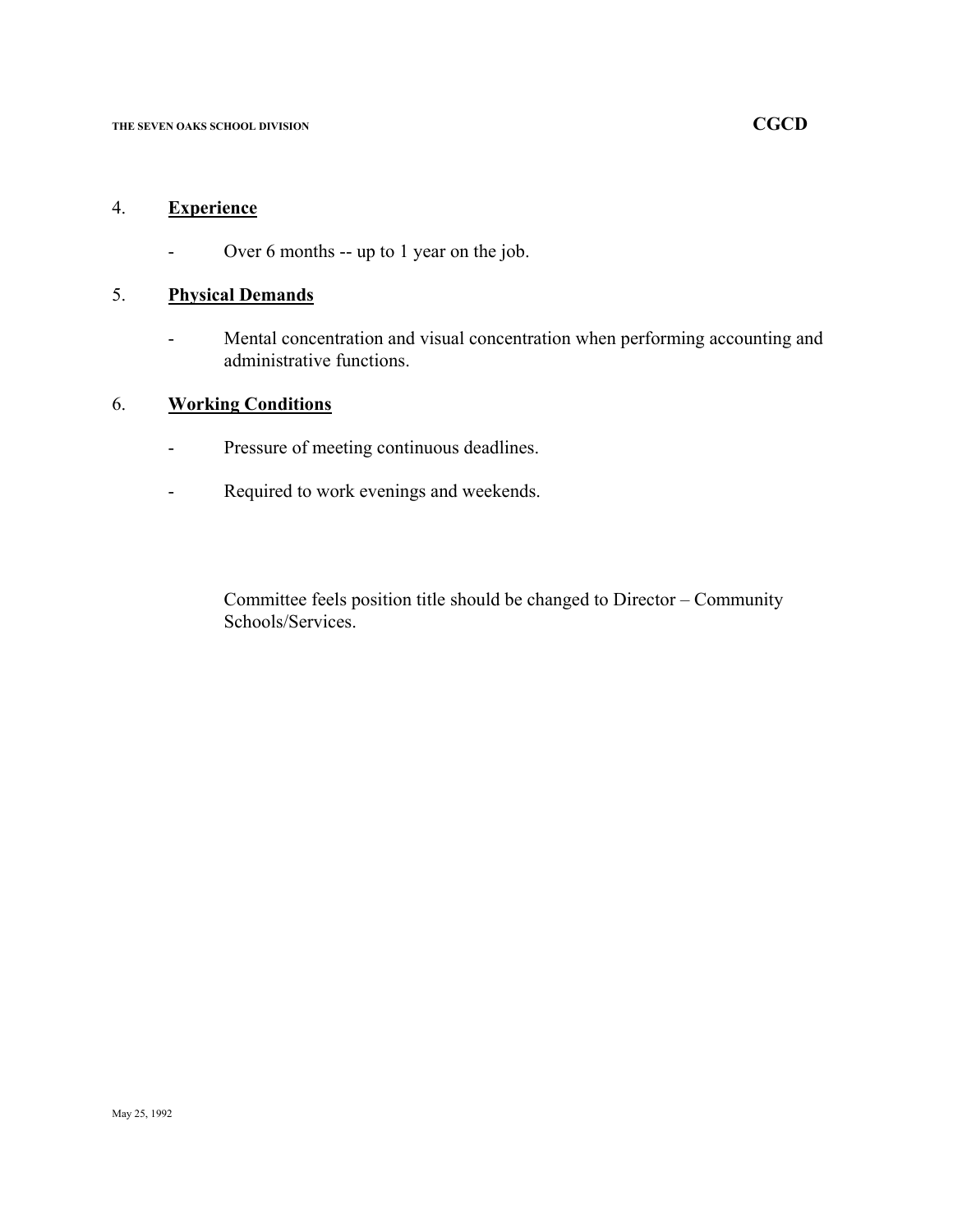4. **Experience**

- Over 6 months -- up to 1 year on the job.

5. **Physical Demands**

- Mental concentration and visual concentration when performing accounting and administrative functions.

6. **Working Conditions**

- Pressure of meeting continuous deadlines.

- Required to work evenings and weekends.

Committee feels position title should be changed to Director – Community Schools/Services.

May 25, 1992